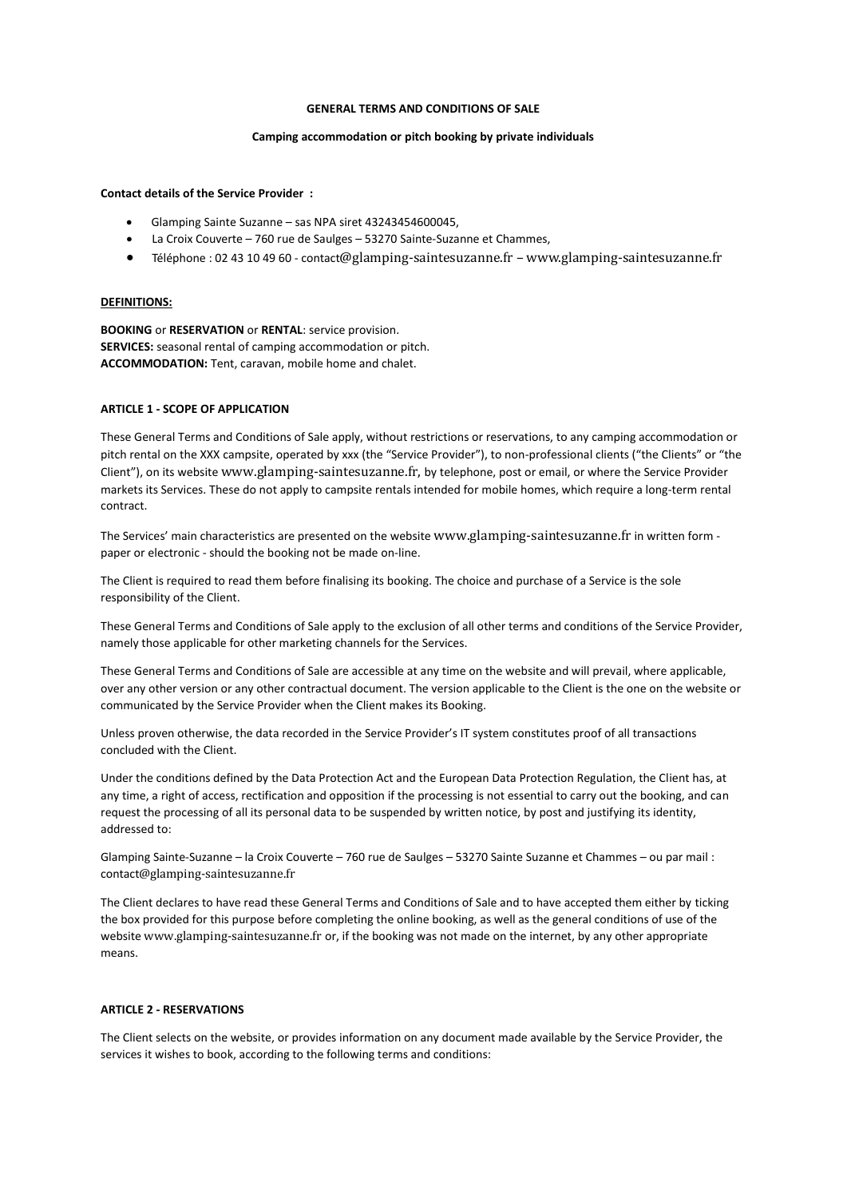**GENERAL TERMS AND CONDITIONS OF SALE**

**Camping accommodation or pitch booking by private individuals**

**Contact details of the Service Provider :**

- Glamping Sainte Suzanne – sas NPA siret 43243454600045,
- La Croix Couverte – 760 rue de Saulges – 53270 Sainte-Suzanne et Chammes,
- Téléphone : 02 43 10 49 60 - contact@glamping-saintesuzanne.fr – www.glamping-saintesuzanne.fr

**DEFINITIONS:**

**BOOKING** or **RESERVATION** or **RENTAL**: service provision.
**SERVICES:** seasonal rental of camping accommodation or pitch.
**ACCOMMODATION:** Tent, caravan, mobile home and chalet.

**ARTICLE 1 - SCOPE OF APPLICATION**

These General Terms and Conditions of Sale apply, without restrictions or reservations, to any camping accommodation or pitch rental on the XXX campsite, operated by xxx (the "Service Provider"), to non-professional clients ("the Clients" or "the Client"), on its website www.glamping-saintesuzanne.fr, by telephone, post or email, or where the Service Provider markets its Services. These do not apply to campsite rentals intended for mobile homes, which require a long-term rental contract.

The Services' main characteristics are presented on the website www.glamping-saintesuzanne.fr in written form - paper or electronic - should the booking not be made on-line.

The Client is required to read them before finalising its booking. The choice and purchase of a Service is the sole responsibility of the Client.

These General Terms and Conditions of Sale apply to the exclusion of all other terms and conditions of the Service Provider, namely those applicable for other marketing channels for the Services.

These General Terms and Conditions of Sale are accessible at any time on the website and will prevail, where applicable, over any other version or any other contractual document. The version applicable to the Client is the one on the website or communicated by the Service Provider when the Client makes its Booking.

Unless proven otherwise, the data recorded in the Service Provider's IT system constitutes proof of all transactions concluded with the Client.

Under the conditions defined by the Data Protection Act and the European Data Protection Regulation, the Client has, at any time, a right of access, rectification and opposition if the processing is not essential to carry out the booking, and can request the processing of all its personal data to be suspended by written notice, by post and justifying its identity, addressed to:

Glamping Sainte-Suzanne – la Croix Couverte – 760 rue de Saulges – 53270 Sainte Suzanne et Chammes – ou par mail : contact@glamping-saintesuzanne.fr

The Client declares to have read these General Terms and Conditions of Sale and to have accepted them either by ticking the box provided for this purpose before completing the online booking, as well as the general conditions of use of the website www.glamping-saintesuzanne.fr or, if the booking was not made on the internet, by any other appropriate means.

**ARTICLE 2 - RESERVATIONS**

The Client selects on the website, or provides information on any document made available by the Service Provider, the services it wishes to book, according to the following terms and conditions: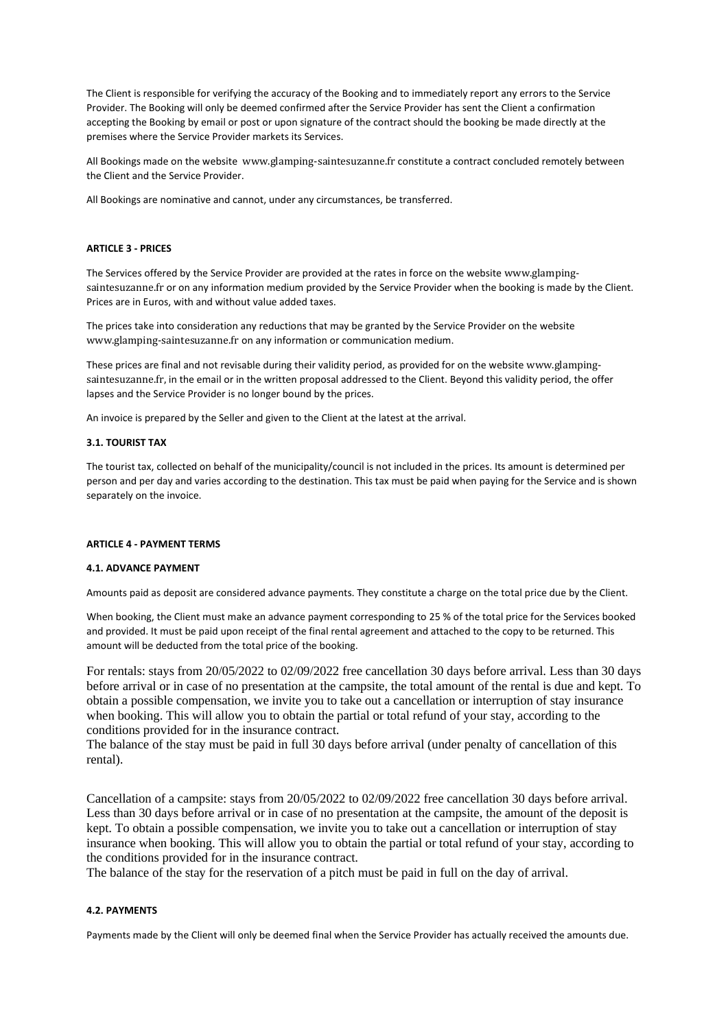The Client is responsible for verifying the accuracy of the Booking and to immediately report any errors to the Service Provider. The Booking will only be deemed confirmed after the Service Provider has sent the Client a confirmation accepting the Booking by email or post or upon signature of the contract should the booking be made directly at the premises where the Service Provider markets its Services.

All Bookings made on the website www.glamping-saintesuzanne.fr constitute a contract concluded remotely between the Client and the Service Provider.

All Bookings are nominative and cannot, under any circumstances, be transferred.

#### ARTICLE 3 - PRICES

The Services offered by the Service Provider are provided at the rates in force on the website www.glamping-saintesuzanne.fr or on any information medium provided by the Service Provider when the booking is made by the Client. Prices are in Euros, with and without value added taxes.

The prices take into consideration any reductions that may be granted by the Service Provider on the website www.glamping-saintesuzanne.fr on any information or communication medium.

These prices are final and not revisable during their validity period, as provided for on the website www.glamping-saintesuzanne.fr, in the email or in the written proposal addressed to the Client. Beyond this validity period, the offer lapses and the Service Provider is no longer bound by the prices.

An invoice is prepared by the Seller and given to the Client at the latest at the arrival.

#### 3.1. TOURIST TAX

The tourist tax, collected on behalf of the municipality/council is not included in the prices. Its amount is determined per person and per day and varies according to the destination. This tax must be paid when paying for the Service and is shown separately on the invoice.

#### ARTICLE 4 - PAYMENT TERMS

#### 4.1. ADVANCE PAYMENT

Amounts paid as deposit are considered advance payments. They constitute a charge on the total price due by the Client.

When booking, the Client must make an advance payment corresponding to 25 % of the total price for the Services booked and provided. It must be paid upon receipt of the final rental agreement and attached to the copy to be returned. This amount will be deducted from the total price of the booking.

For rentals: stays from 20/05/2022 to 02/09/2022 free cancellation 30 days before arrival. Less than 30 days before arrival or in case of no presentation at the campsite, the total amount of the rental is due and kept. To obtain a possible compensation, we invite you to take out a cancellation or interruption of stay insurance when booking. This will allow you to obtain the partial or total refund of your stay, according to the conditions provided for in the insurance contract.
The balance of the stay must be paid in full 30 days before arrival (under penalty of cancellation of this rental).

Cancellation of a campsite: stays from 20/05/2022 to 02/09/2022 free cancellation 30 days before arrival. Less than 30 days before arrival or in case of no presentation at the campsite, the amount of the deposit is kept. To obtain a possible compensation, we invite you to take out a cancellation or interruption of stay insurance when booking. This will allow you to obtain the partial or total refund of your stay, according to the conditions provided for in the insurance contract.
The balance of the stay for the reservation of a pitch must be paid in full on the day of arrival.

#### 4.2. PAYMENTS

Payments made by the Client will only be deemed final when the Service Provider has actually received the amounts due.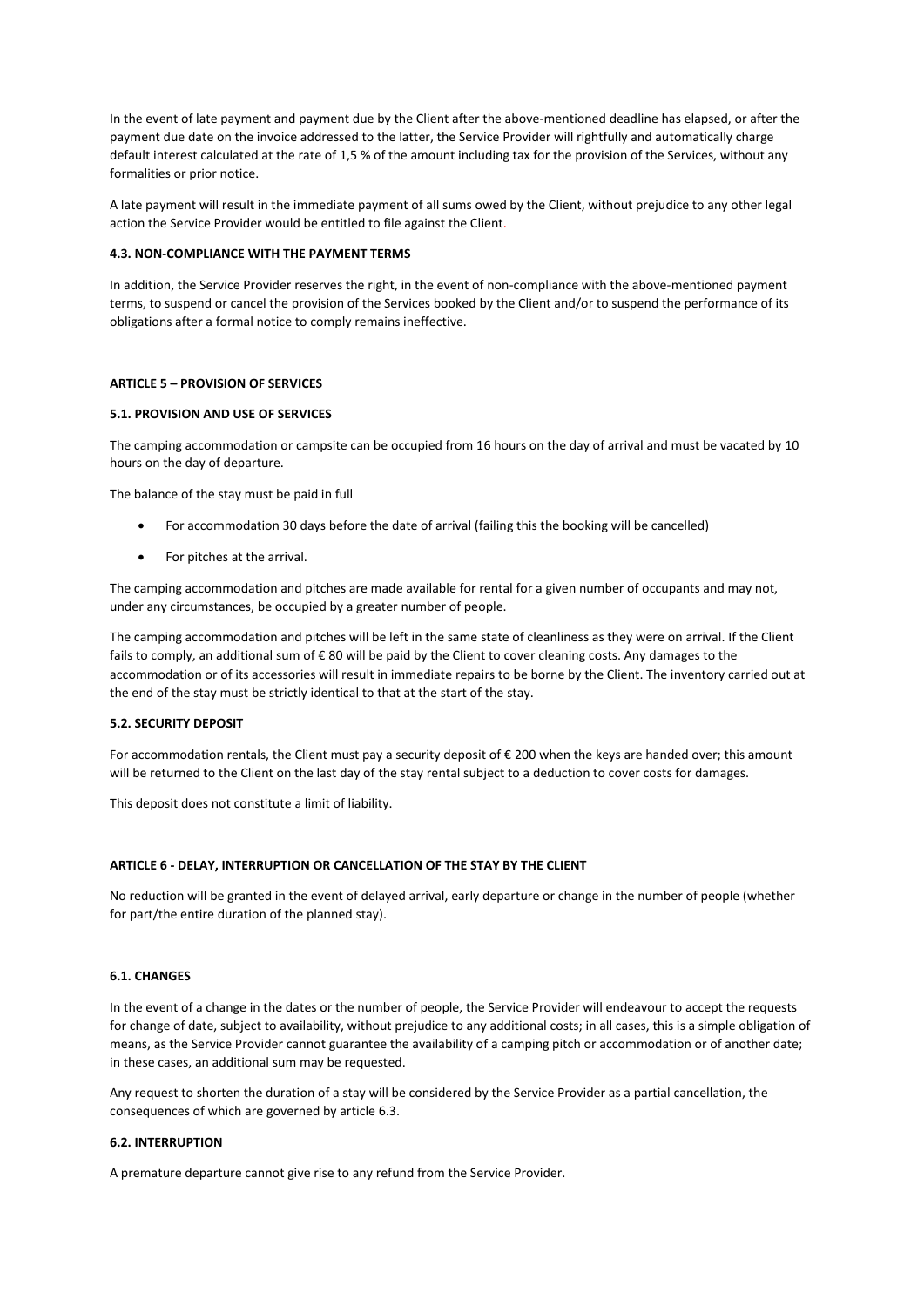In the event of late payment and payment due by the Client after the above-mentioned deadline has elapsed, or after the payment due date on the invoice addressed to the latter, the Service Provider will rightfully and automatically charge default interest calculated at the rate of 1,5 % of the amount including tax for the provision of the Services, without any formalities or prior notice.

A late payment will result in the immediate payment of all sums owed by the Client, without prejudice to any other legal action the Service Provider would be entitled to file against the Client.

#### 4.3. NON-COMPLIANCE WITH THE PAYMENT TERMS

In addition, the Service Provider reserves the right, in the event of non-compliance with the above-mentioned payment terms, to suspend or cancel the provision of the Services booked by the Client and/or to suspend the performance of its obligations after a formal notice to comply remains ineffective.

### ARTICLE 5 – PROVISION OF SERVICES

#### 5.1. PROVISION AND USE OF SERVICES

The camping accommodation or campsite can be occupied from 16 hours on the day of arrival and must be vacated by 10 hours on the day of departure.

The balance of the stay must be paid in full

- For accommodation 30 days before the date of arrival (failing this the booking will be cancelled)
- For pitches at the arrival.

The camping accommodation and pitches are made available for rental for a given number of occupants and may not, under any circumstances, be occupied by a greater number of people.

The camping accommodation and pitches will be left in the same state of cleanliness as they were on arrival. If the Client fails to comply, an additional sum of € 80 will be paid by the Client to cover cleaning costs. Any damages to the accommodation or of its accessories will result in immediate repairs to be borne by the Client. The inventory carried out at the end of the stay must be strictly identical to that at the start of the stay.

#### 5.2. SECURITY DEPOSIT

For accommodation rentals, the Client must pay a security deposit of € 200 when the keys are handed over; this amount will be returned to the Client on the last day of the stay rental subject to a deduction to cover costs for damages.

This deposit does not constitute a limit of liability.

### ARTICLE 6 - DELAY, INTERRUPTION OR CANCELLATION OF THE STAY BY THE CLIENT

No reduction will be granted in the event of delayed arrival, early departure or change in the number of people (whether for part/the entire duration of the planned stay).

#### 6.1. CHANGES

In the event of a change in the dates or the number of people, the Service Provider will endeavour to accept the requests for change of date, subject to availability, without prejudice to any additional costs; in all cases, this is a simple obligation of means, as the Service Provider cannot guarantee the availability of a camping pitch or accommodation or of another date; in these cases, an additional sum may be requested.

Any request to shorten the duration of a stay will be considered by the Service Provider as a partial cancellation, the consequences of which are governed by article 6.3.

#### 6.2. INTERRUPTION

A premature departure cannot give rise to any refund from the Service Provider.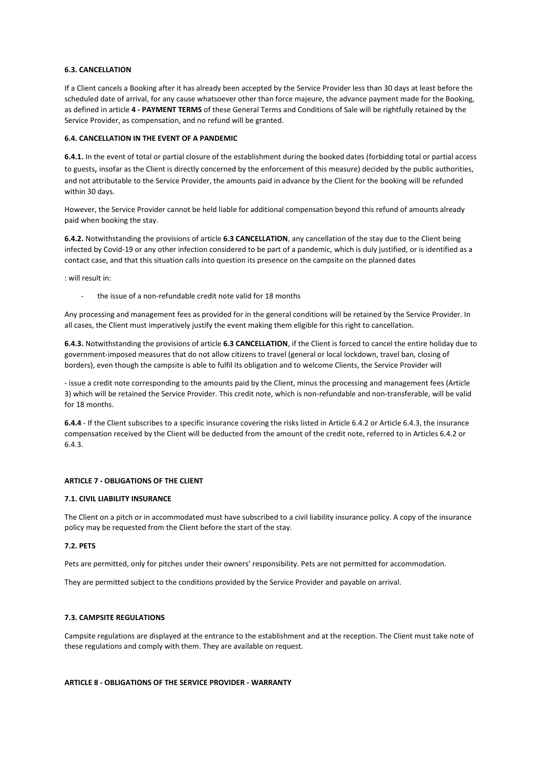### 6.3. CANCELLATION

If a Client cancels a Booking after it has already been accepted by the Service Provider less than 30 days at least before the scheduled date of arrival, for any cause whatsoever other than force majeure, the advance payment made for the Booking, as defined in article **4 - PAYMENT TERMS** of these General Terms and Conditions of Sale will be rightfully retained by the Service Provider, as compensation, and no refund will be granted.

### 6.4. CANCELLATION IN THE EVENT OF A PANDEMIC

**6.4.1.** In the event of total or partial closure of the establishment during the booked dates (forbidding total or partial access to guests, insofar as the Client is directly concerned by the enforcement of this measure) decided by the public authorities, and not attributable to the Service Provider, the amounts paid in advance by the Client for the booking will be refunded within 30 days.

However, the Service Provider cannot be held liable for additional compensation beyond this refund of amounts already paid when booking the stay.

**6.4.2.** Notwithstanding the provisions of article **6.3 CANCELLATION**, any cancellation of the stay due to the Client being infected by Covid-19 or any other infection considered to be part of a pandemic, which is duly justified, or is identified as a contact case, and that this situation calls into question its presence on the campsite on the planned dates

: will result in:

- the issue of a non-refundable credit note valid for 18 months

Any processing and management fees as provided for in the general conditions will be retained by the Service Provider. In all cases, the Client must imperatively justify the event making them eligible for this right to cancellation.

**6.4.3.** Notwithstanding the provisions of article **6.3 CANCELLATION**, if the Client is forced to cancel the entire holiday due to government-imposed measures that do not allow citizens to travel (general or local lockdown, travel ban, closing of borders), even though the campsite is able to fulfil its obligation and to welcome Clients, the Service Provider will

- issue a credit note corresponding to the amounts paid by the Client, minus the processing and management fees (Article 3) which will be retained the Service Provider. This credit note, which is non-refundable and non-transferable, will be valid for 18 months.

**6.4.4** - If the Client subscribes to a specific insurance covering the risks listed in Article 6.4.2 or Article 6.4.3, the insurance compensation received by the Client will be deducted from the amount of the credit note, referred to in Articles 6.4.2 or 6.4.3.

## ARTICLE 7 - OBLIGATIONS OF THE CLIENT

### 7.1. CIVIL LIABILITY INSURANCE

The Client on a pitch or in accommodated must have subscribed to a civil liability insurance policy. A copy of the insurance policy may be requested from the Client before the start of the stay.

### 7.2. PETS

Pets are permitted, only for pitches under their owners' responsibility. Pets are not permitted for accommodation.

They are permitted subject to the conditions provided by the Service Provider and payable on arrival.

### 7.3. CAMPSITE REGULATIONS

Campsite regulations are displayed at the entrance to the establishment and at the reception. The Client must take note of these regulations and comply with them. They are available on request.

## ARTICLE 8 - OBLIGATIONS OF THE SERVICE PROVIDER - WARRANTY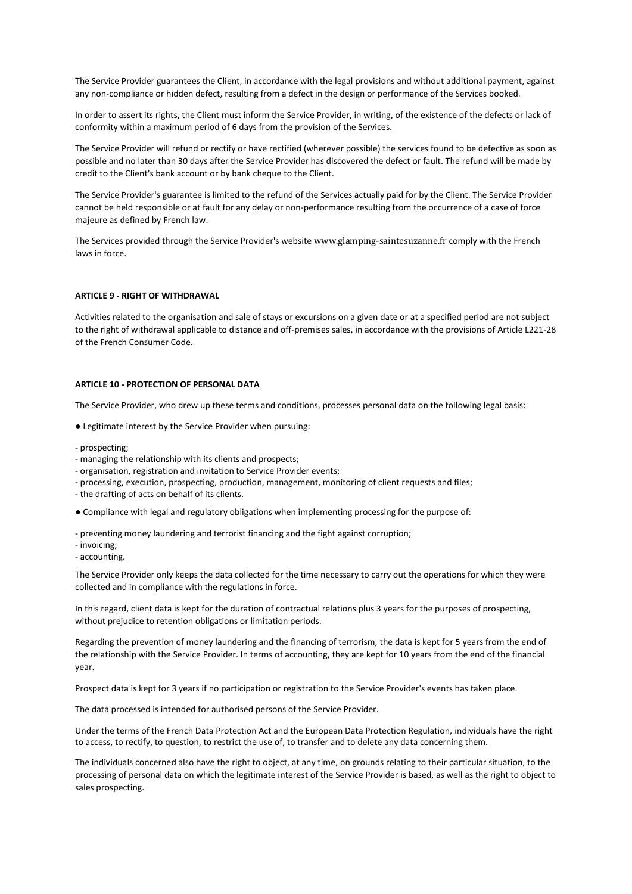The Service Provider guarantees the Client, in accordance with the legal provisions and without additional payment, against any non-compliance or hidden defect, resulting from a defect in the design or performance of the Services booked.

In order to assert its rights, the Client must inform the Service Provider, in writing, of the existence of the defects or lack of conformity within a maximum period of 6 days from the provision of the Services.

The Service Provider will refund or rectify or have rectified (wherever possible) the services found to be defective as soon as possible and no later than 30 days after the Service Provider has discovered the defect or fault. The refund will be made by credit to the Client's bank account or by bank cheque to the Client.

The Service Provider's guarantee is limited to the refund of the Services actually paid for by the Client. The Service Provider cannot be held responsible or at fault for any delay or non-performance resulting from the occurrence of a case of force majeure as defined by French law.

The Services provided through the Service Provider's website www.glamping-saintesuzanne.fr comply with the French laws in force.

**ARTICLE 9 - RIGHT OF WITHDRAWAL**

Activities related to the organisation and sale of stays or excursions on a given date or at a specified period are not subject to the right of withdrawal applicable to distance and off-premises sales, in accordance with the provisions of Article L221-28 of the French Consumer Code.

**ARTICLE 10 - PROTECTION OF PERSONAL DATA**

The Service Provider, who drew up these terms and conditions, processes personal data on the following legal basis:

● Legitimate interest by the Service Provider when pursuing:

- prospecting;
- managing the relationship with its clients and prospects;
- organisation, registration and invitation to Service Provider events;
- processing, execution, prospecting, production, management, monitoring of client requests and files;
- the drafting of acts on behalf of its clients.

● Compliance with legal and regulatory obligations when implementing processing for the purpose of:

- preventing money laundering and terrorist financing and the fight against corruption;
- invoicing;
- accounting.

The Service Provider only keeps the data collected for the time necessary to carry out the operations for which they were collected and in compliance with the regulations in force.

In this regard, client data is kept for the duration of contractual relations plus 3 years for the purposes of prospecting, without prejudice to retention obligations or limitation periods.

Regarding the prevention of money laundering and the financing of terrorism, the data is kept for 5 years from the end of the relationship with the Service Provider. In terms of accounting, they are kept for 10 years from the end of the financial year.

Prospect data is kept for 3 years if no participation or registration to the Service Provider's events has taken place.

The data processed is intended for authorised persons of the Service Provider.

Under the terms of the French Data Protection Act and the European Data Protection Regulation, individuals have the right to access, to rectify, to question, to restrict the use of, to transfer and to delete any data concerning them.

The individuals concerned also have the right to object, at any time, on grounds relating to their particular situation, to the processing of personal data on which the legitimate interest of the Service Provider is based, as well as the right to object to sales prospecting.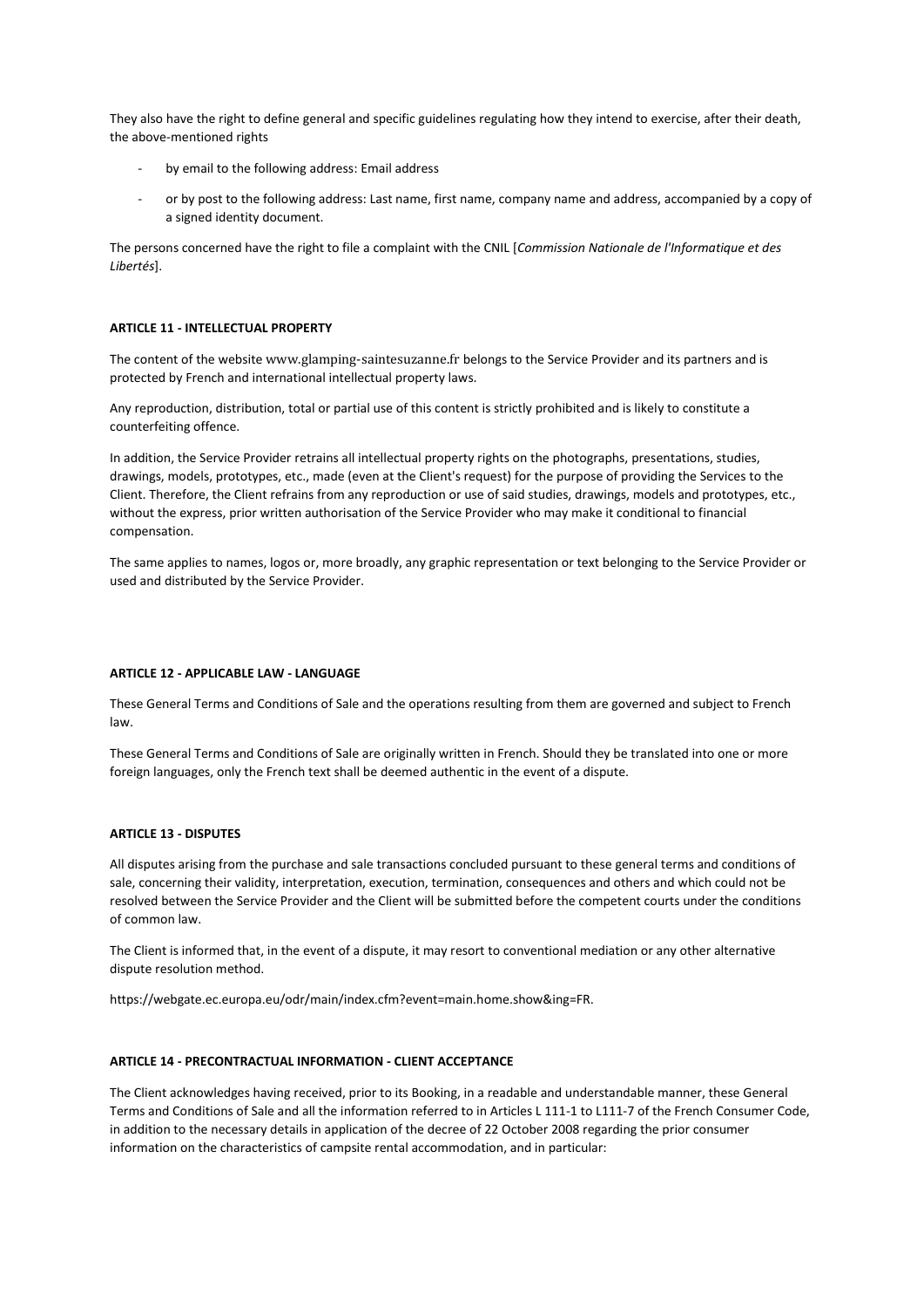They also have the right to define general and specific guidelines regulating how they intend to exercise, after their death, the above-mentioned rights

- by email to the following address: Email address
- or by post to the following address: Last name, first name, company name and address, accompanied by a copy of a signed identity document.

The persons concerned have the right to file a complaint with the CNIL [*Commission Nationale de l'Informatique et des Libertés*].

**ARTICLE 11 - INTELLECTUAL PROPERTY**

The content of the website www.glamping-saintesuzanne.fr belongs to the Service Provider and its partners and is protected by French and international intellectual property laws.

Any reproduction, distribution, total or partial use of this content is strictly prohibited and is likely to constitute a counterfeiting offence.

In addition, the Service Provider retrains all intellectual property rights on the photographs, presentations, studies, drawings, models, prototypes, etc., made (even at the Client's request) for the purpose of providing the Services to the Client. Therefore, the Client refrains from any reproduction or use of said studies, drawings, models and prototypes, etc., without the express, prior written authorisation of the Service Provider who may make it conditional to financial compensation.

The same applies to names, logos or, more broadly, any graphic representation or text belonging to the Service Provider or used and distributed by the Service Provider.

**ARTICLE 12 - APPLICABLE LAW - LANGUAGE**

These General Terms and Conditions of Sale and the operations resulting from them are governed and subject to French law.

These General Terms and Conditions of Sale are originally written in French. Should they be translated into one or more foreign languages, only the French text shall be deemed authentic in the event of a dispute.

**ARTICLE 13 - DISPUTES**

All disputes arising from the purchase and sale transactions concluded pursuant to these general terms and conditions of sale, concerning their validity, interpretation, execution, termination, consequences and others and which could not be resolved between the Service Provider and the Client will be submitted before the competent courts under the conditions of common law.

The Client is informed that, in the event of a dispute, it may resort to conventional mediation or any other alternative dispute resolution method.

https://webgate.ec.europa.eu/odr/main/index.cfm?event=main.home.show&ing=FR.

**ARTICLE 14 - PRECONTRACTUAL INFORMATION - CLIENT ACCEPTANCE**

The Client acknowledges having received, prior to its Booking, in a readable and understandable manner, these General Terms and Conditions of Sale and all the information referred to in Articles L 111-1 to L111-7 of the French Consumer Code, in addition to the necessary details in application of the decree of 22 October 2008 regarding the prior consumer information on the characteristics of campsite rental accommodation, and in particular: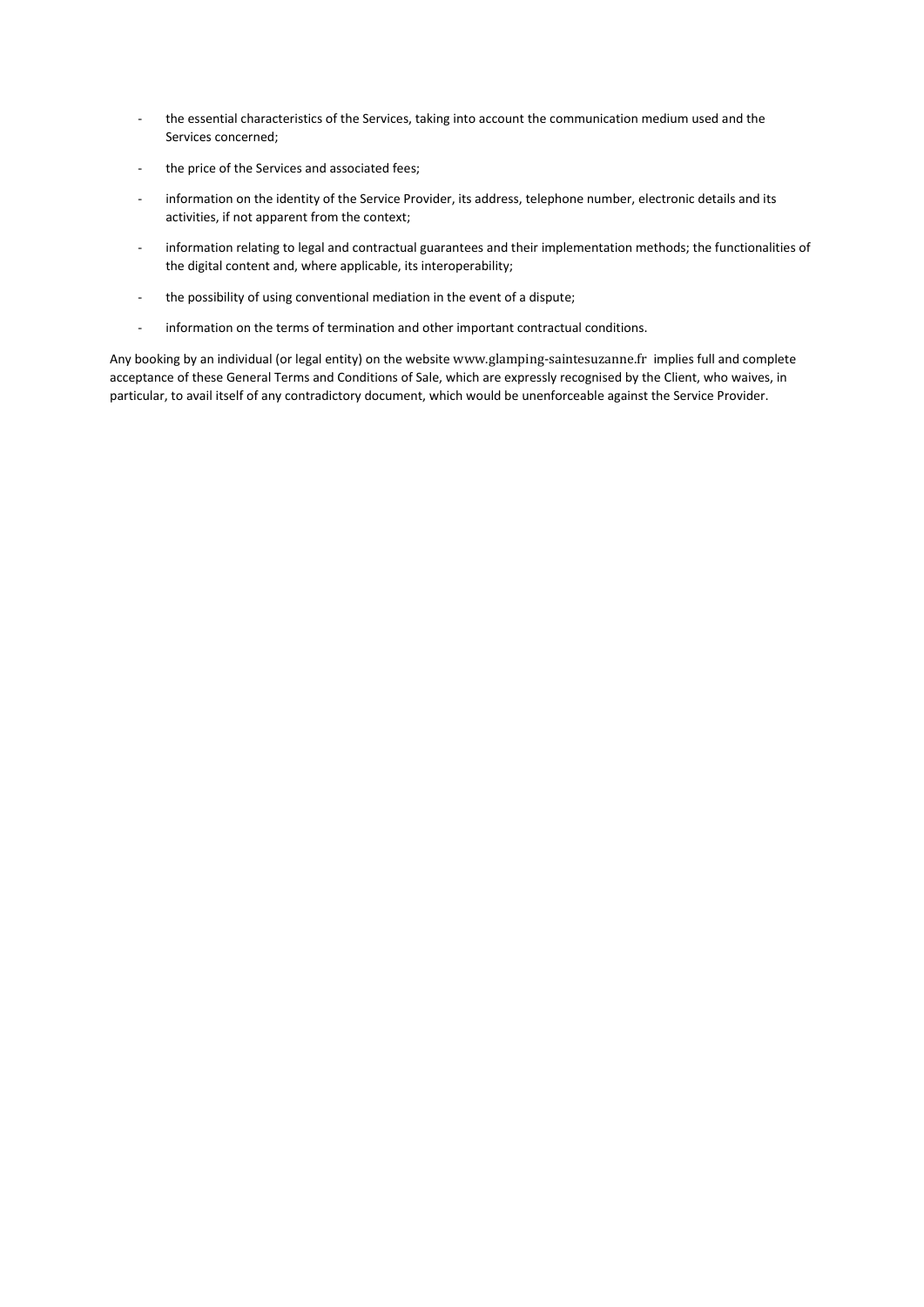- the essential characteristics of the Services, taking into account the communication medium used and the Services concerned;
- the price of the Services and associated fees;
- information on the identity of the Service Provider, its address, telephone number, electronic details and its activities, if not apparent from the context;
- information relating to legal and contractual guarantees and their implementation methods; the functionalities of the digital content and, where applicable, its interoperability;
- the possibility of using conventional mediation in the event of a dispute;
- information on the terms of termination and other important contractual conditions.

Any booking by an individual (or legal entity) on the website www.glamping-saintesuzanne.fr implies full and complete acceptance of these General Terms and Conditions of Sale, which are expressly recognised by the Client, who waives, in particular, to avail itself of any contradictory document, which would be unenforceable against the Service Provider.